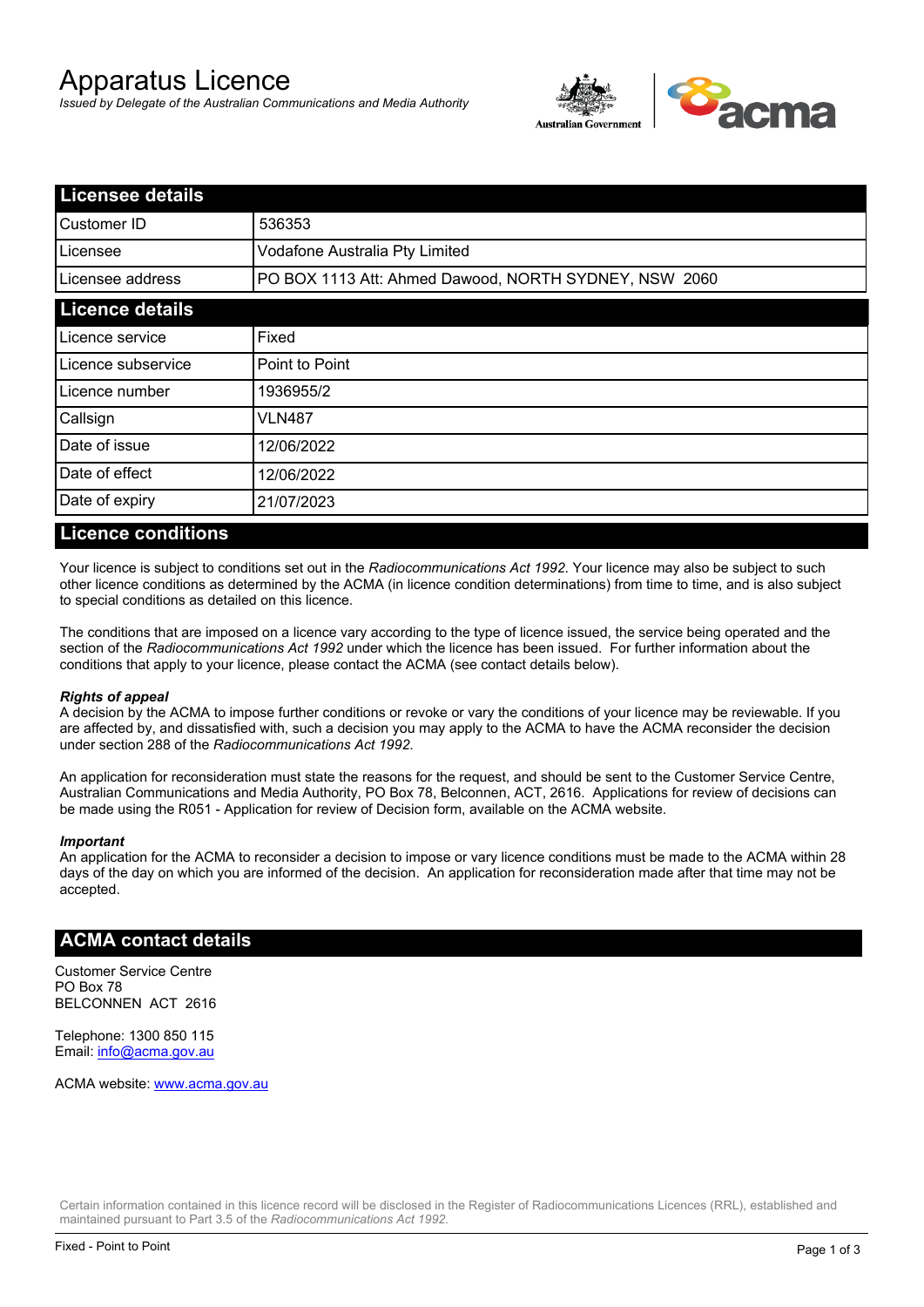# Apparatus Licence

*Issued by Delegate of the Australian Communications and Media Authority*

| Licensee details | |
|---|---|
| Customer ID | 536353 |
| Licensee | Vodafone Australia Pty Limited |
| Licensee address | PO BOX 1113 Att: Ahmed Dawood, NORTH SYDNEY, NSW 2060 |

| Licence details | |
|---|---|
| Licence service | Fixed |
| Licence subservice | Point to Point |
| Licence number | 1936955/2 |
| Callsign | VLN487 |
| Date of issue | 12/06/2022 |
| Date of effect | 12/06/2022 |
| Date of expiry | 21/07/2023 |

## Licence conditions

Your licence is subject to conditions set out in the *Radiocommunications Act 1992*. Your licence may also be subject to such other licence conditions as determined by the ACMA (in licence condition determinations) from time to time, and is also subject to special conditions as detailed on this licence.

The conditions that are imposed on a licence vary according to the type of licence issued, the service being operated and the section of the *Radiocommunications Act 1992* under which the licence has been issued. For further information about the conditions that apply to your licence, please contact the ACMA (see contact details below).

***Rights of appeal***

A decision by the ACMA to impose further conditions or revoke or vary the conditions of your licence may be reviewable. If you are affected by, and dissatisfied with, such a decision you may apply to the ACMA to have the ACMA reconsider the decision under section 288 of the *Radiocommunications Act 1992*.

An application for reconsideration must state the reasons for the request, and should be sent to the Customer Service Centre, Australian Communications and Media Authority, PO Box 78, Belconnen, ACT, 2616. Applications for review of decisions can be made using the R051 - Application for review of Decision form, available on the ACMA website.

***Important***

An application for the ACMA to reconsider a decision to impose or vary licence conditions must be made to the ACMA within 28 days of the day on which you are informed of the decision. An application for reconsideration made after that time may not be accepted.

## ACMA contact details

Customer Service Centre
PO Box 78
BELCONNEN ACT 2616

Telephone: 1300 850 115
Email: info@acma.gov.au

ACMA website: www.acma.gov.au

Certain information contained in this licence record will be disclosed in the Register of Radiocommunications Licences (RRL), established and maintained pursuant to Part 3.5 of the *Radiocommunications Act 1992.*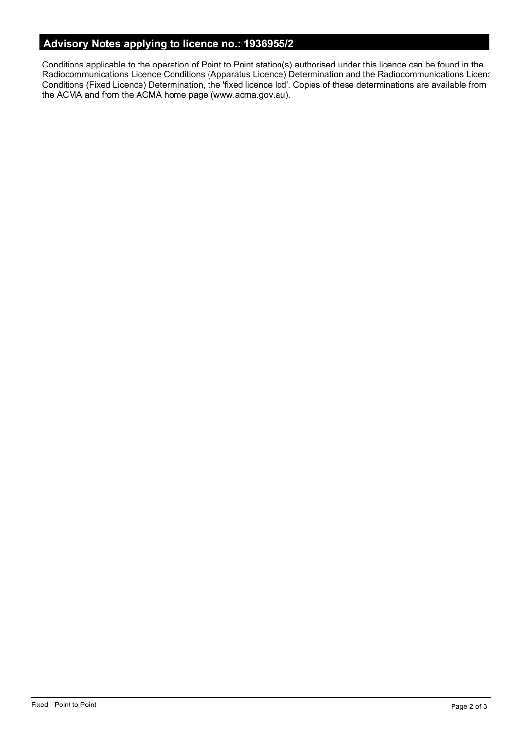## Advisory Notes applying to licence no.: 1936955/2

Conditions applicable to the operation of Point to Point station(s) authorised under this licence can be found in the Radiocommunications Licence Conditions (Apparatus Licence) Determination and the Radiocommunications Licenc Conditions (Fixed Licence) Determination, the 'fixed licence lcd'. Copies of these determinations are available from the ACMA and from the ACMA home page (www.acma.gov.au).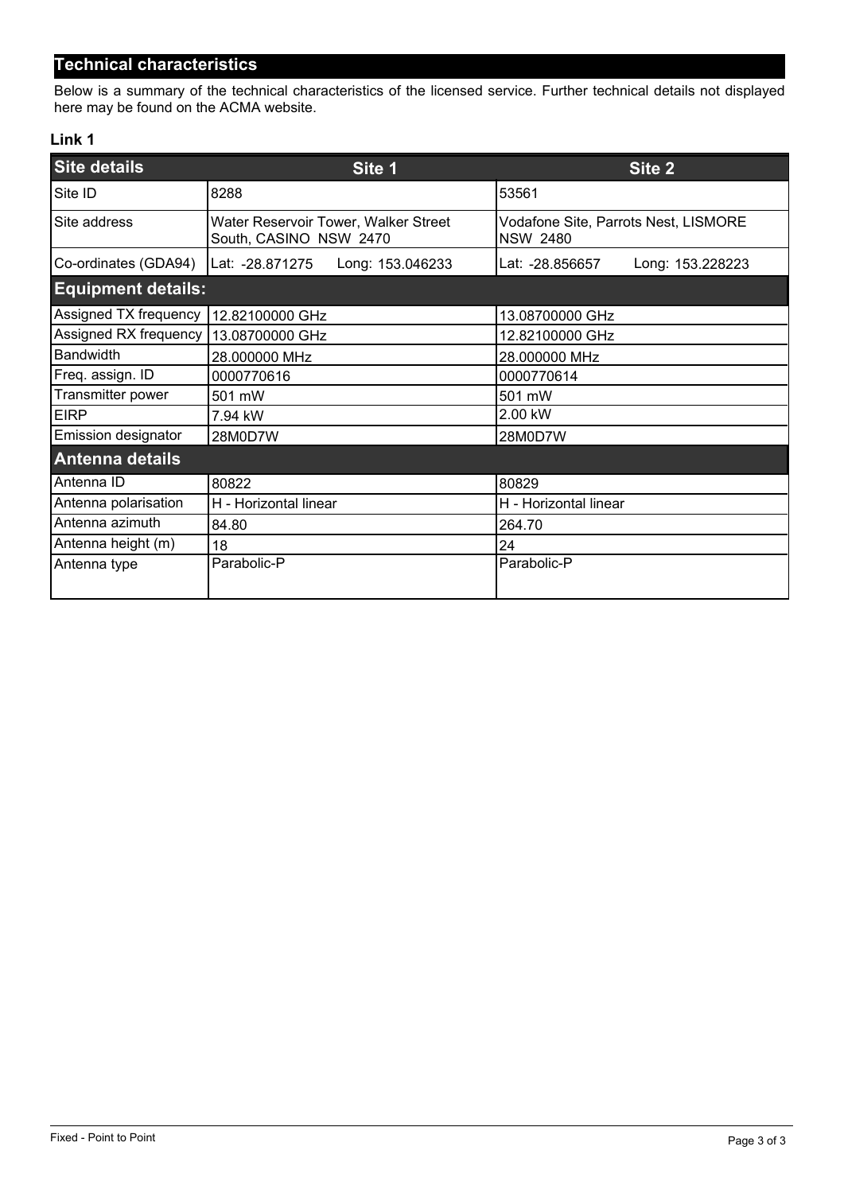## Technical characteristics

Below is a summary of the technical characteristics of the licensed service. Further technical details not displayed here may be found on the ACMA website.

**Link 1**

| Site details | Site 1 | Site 2 |
|---|---|---|
| Site ID | 8288 | 53561 |
| Site address | Water Reservoir Tower, Walker Street South, CASINO NSW 2470 | Vodafone Site, Parrots Nest, LISMORE NSW 2480 |
| Co-ordinates (GDA94) | Lat: -28.871275 Long: 153.046233 | Lat: -28.856657 Long: 153.228223 |
| **Equipment details:** | | |
| Assigned TX frequency | 12.82100000 GHz | 13.08700000 GHz |
| Assigned RX frequency | 13.08700000 GHz | 12.82100000 GHz |
| Bandwidth | 28.000000 MHz | 28.000000 MHz |
| Freq. assign. ID | 0000770616 | 0000770614 |
| Transmitter power | 501 mW | 501 mW |
| EIRP | 7.94 kW | 2.00 kW |
| Emission designator | 28M0D7W | 28M0D7W |
| **Antenna details** | | |
| Antenna ID | 80822 | 80829 |
| Antenna polarisation | H - Horizontal linear | H - Horizontal linear |
| Antenna azimuth | 84.80 | 264.70 |
| Antenna height (m) | 18 | 24 |
| Antenna type | Parabolic-P | Parabolic-P |

Fixed - Point to Point